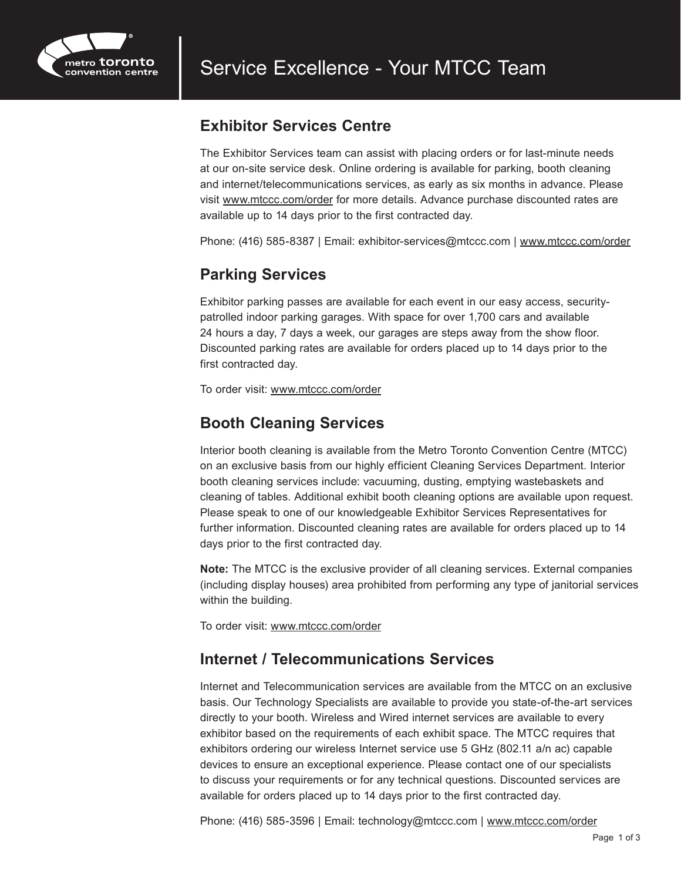# Service Excellence - Your MTCC Team

## Exhibitor Services Centre

The Exhibitor Services team can assist with placing orders or for last-minute needs at our on-site service desk. Online ordering is available for parking, booth cleaning and internet/telecommunications services, as early as six months in advance. Please visit www.mtccc.com/order for more details. Advance purchase discounted rates are available up to 14 days prior to the first contracted day.

Phone: (416) 585-8387 | Email: exhibitor-services@mtccc.com | www.mtccc.com/order

## Parking Services

Exhibitor parking passes are available for each event in our easy access, security-patrolled indoor parking garages. With space for over 1,700 cars and available 24 hours a day, 7 days a week, our garages are steps away from the show floor. Discounted parking rates are available for orders placed up to 14 days prior to the first contracted day.

To order visit: www.mtccc.com/order

## Booth Cleaning Services

Interior booth cleaning is available from the Metro Toronto Convention Centre (MTCC) on an exclusive basis from our highly efficient Cleaning Services Department. Interior booth cleaning services include: vacuuming, dusting, emptying wastebaskets and cleaning of tables. Additional exhibit booth cleaning options are available upon request. Please speak to one of our knowledgeable Exhibitor Services Representatives for further information. Discounted cleaning rates are available for orders placed up to 14 days prior to the first contracted day.

**Note:** The MTCC is the exclusive provider of all cleaning services. External companies (including display houses) area prohibited from performing any type of janitorial services within the building.

To order visit: www.mtccc.com/order

## Internet / Telecommunications Services

Internet and Telecommunication services are available from the MTCC on an exclusive basis. Our Technology Specialists are available to provide you state-of-the-art services directly to your booth. Wireless and Wired internet services are available to every exhibitor based on the requirements of each exhibit space. The MTCC requires that exhibitors ordering our wireless Internet service use 5 GHz (802.11 a/n ac) capable devices to ensure an exceptional experience. Please contact one of our specialists to discuss your requirements or for any technical questions. Discounted services are available for orders placed up to 14 days prior to the first contracted day.

Phone: (416) 585-3596 | Email: technology@mtccc.com | www.mtccc.com/order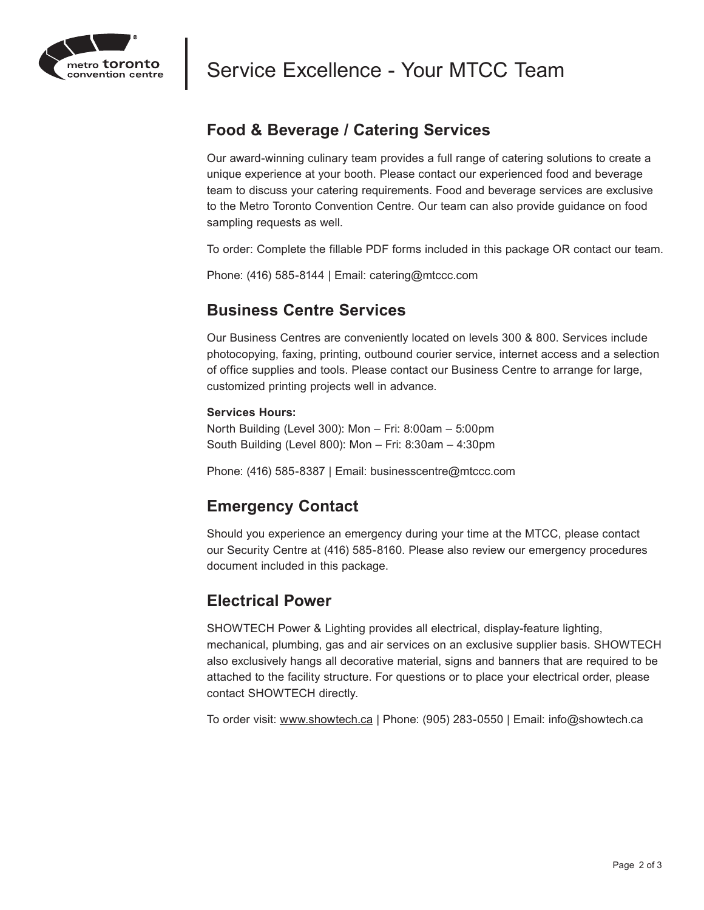# Service Excellence - Your MTCC Team

## Food & Beverage / Catering Services

Our award-winning culinary team provides a full range of catering solutions to create a unique experience at your booth. Please contact our experienced food and beverage team to discuss your catering requirements. Food and beverage services are exclusive to the Metro Toronto Convention Centre. Our team can also provide guidance on food sampling requests as well.

To order: Complete the fillable PDF forms included in this package OR contact our team.

Phone: (416) 585-8144 | Email: catering@mtccc.com

## Business Centre Services

Our Business Centres are conveniently located on levels 300 & 800. Services include photocopying, faxing, printing, outbound courier service, internet access and a selection of office supplies and tools. Please contact our Business Centre to arrange for large, customized printing projects well in advance.

**Services Hours:**
North Building (Level 300): Mon – Fri: 8:00am – 5:00pm
South Building (Level 800): Mon – Fri: 8:30am – 4:30pm

Phone: (416) 585-8387 | Email: businesscentre@mtccc.com

## Emergency Contact

Should you experience an emergency during your time at the MTCC, please contact our Security Centre at (416) 585-8160. Please also review our emergency procedures document included in this package.

## Electrical Power

SHOWTECH Power & Lighting provides all electrical, display-feature lighting, mechanical, plumbing, gas and air services on an exclusive supplier basis. SHOWTECH also exclusively hangs all decorative material, signs and banners that are required to be attached to the facility structure. For questions or to place your electrical order, please contact SHOWTECH directly.

To order visit: www.showtech.ca | Phone: (905) 283-0550 | Email: info@showtech.ca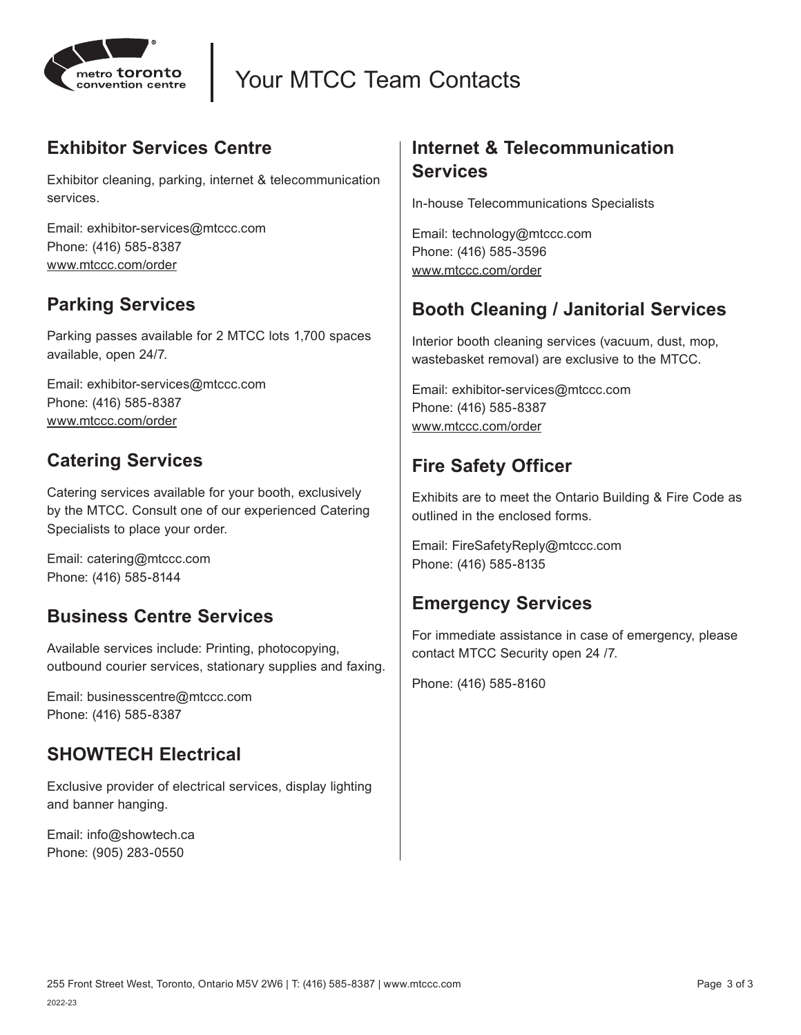# Your MTCC Team Contacts

## Exhibitor Services Centre

Exhibitor cleaning, parking, internet & telecommunication services.

Email: exhibitor-services@mtccc.com
Phone: (416) 585-8387
www.mtccc.com/order

## Parking Services

Parking passes available for 2 MTCC lots 1,700 spaces available, open 24/7.

Email: exhibitor-services@mtccc.com
Phone: (416) 585-8387
www.mtccc.com/order

## Catering Services

Catering services available for your booth, exclusively by the MTCC. Consult one of our experienced Catering Specialists to place your order.

Email: catering@mtccc.com
Phone: (416) 585-8144

## Business Centre Services

Available services include: Printing, photocopying, outbound courier services, stationary supplies and faxing.

Email: businesscentre@mtccc.com
Phone: (416) 585-8387

## SHOWTECH Electrical

Exclusive provider of electrical services, display lighting and banner hanging.

Email: info@showtech.ca
Phone: (905) 283-0550

## Internet & Telecommunication Services

In-house Telecommunications Specialists

Email: technology@mtccc.com
Phone: (416) 585-3596
www.mtccc.com/order

## Booth Cleaning / Janitorial Services

Interior booth cleaning services (vacuum, dust, mop, wastebasket removal) are exclusive to the MTCC.

Email: exhibitor-services@mtccc.com
Phone: (416) 585-8387
www.mtccc.com/order

## Fire Safety Officer

Exhibits are to meet the Ontario Building & Fire Code as outlined in the enclosed forms.

Email: FireSafetyReply@mtccc.com
Phone: (416) 585-8135

## Emergency Services

For immediate assistance in case of emergency, please contact MTCC Security open 24 /7.

Phone: (416) 585-8160